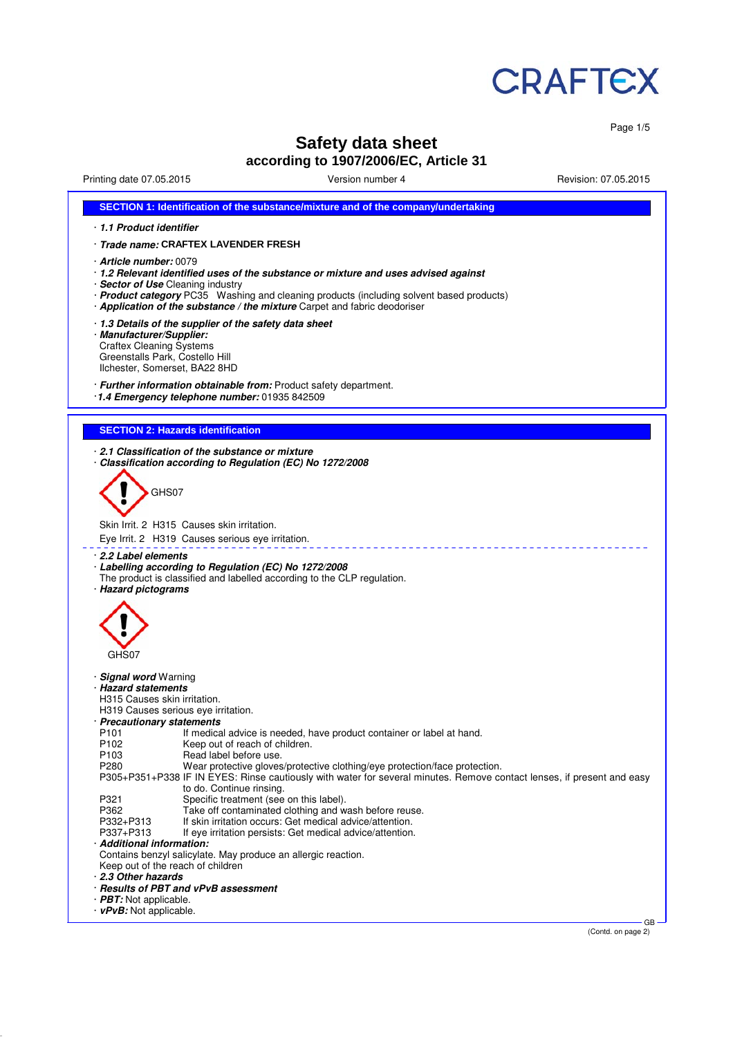# Safety data sheet
## according to 1907/2006/EC, Article 31

Printing date 07.05.2015 | Version number 4 | Revision: 07.05.2015

## SECTION 1: Identification of the substance/mixture and of the company/undertaking

· ***1.1 Product identifier***

· ***Trade name:*** **CRAFTEX LAVENDER FRESH**

· ***Article number:*** 0079

· ***1.2 Relevant identified uses of the substance or mixture and uses advised against***

· ***Sector of Use*** Cleaning industry

· ***Product category*** PC35 Washing and cleaning products (including solvent based products)

· ***Application of the substance / the mixture*** Carpet and fabric deodoriser

· ***1.3 Details of the supplier of the safety data sheet***

· ***Manufacturer/Supplier:***
Craftex Cleaning Systems
Greenstalls Park, Costello Hill
Ilchester, Somerset, BA22 8HD

· ***Further information obtainable from:*** Product safety department.

· ***1.4 Emergency telephone number:*** 01935 842509

## SECTION 2: Hazards identification

· ***2.1 Classification of the substance or mixture***

· ***Classification according to Regulation (EC) No 1272/2008***

GHS07

Skin Irrit. 2 H315 Causes skin irritation.

Eye Irrit. 2 H319 Causes serious eye irritation.

· ***2.2 Label elements***

· ***Labelling according to Regulation (EC) No 1272/2008***
The product is classified and labelled according to the CLP regulation.

· ***Hazard pictograms***

GHS07

· ***Signal word*** Warning

· ***Hazard statements***
H315 Causes skin irritation.
H319 Causes serious eye irritation.

· ***Precautionary statements***

| | |
|---|---|
| P101 | If medical advice is needed, have product container or label at hand. |
| P102 | Keep out of reach of children. |
| P103 | Read label before use. |
| P280 | Wear protective gloves/protective clothing/eye protection/face protection. |
| P305+P351+P338 | IF IN EYES: Rinse cautiously with water for several minutes. Remove contact lenses, if present and easy to do. Continue rinsing. |
| P321 | Specific treatment (see on this label). |
| P362 | Take off contaminated clothing and wash before reuse. |
| P332+P313 | If skin irritation occurs: Get medical advice/attention. |
| P337+P313 | If eye irritation persists: Get medical advice/attention. |

· ***Additional information:***
Contains benzyl salicylate. May produce an allergic reaction.
Keep out of the reach of children

· ***2.3 Other hazards***

· ***Results of PBT and vPvB assessment***

· ***PBT:*** Not applicable.

· ***vPvB:*** Not applicable.

(Contd. on page 2)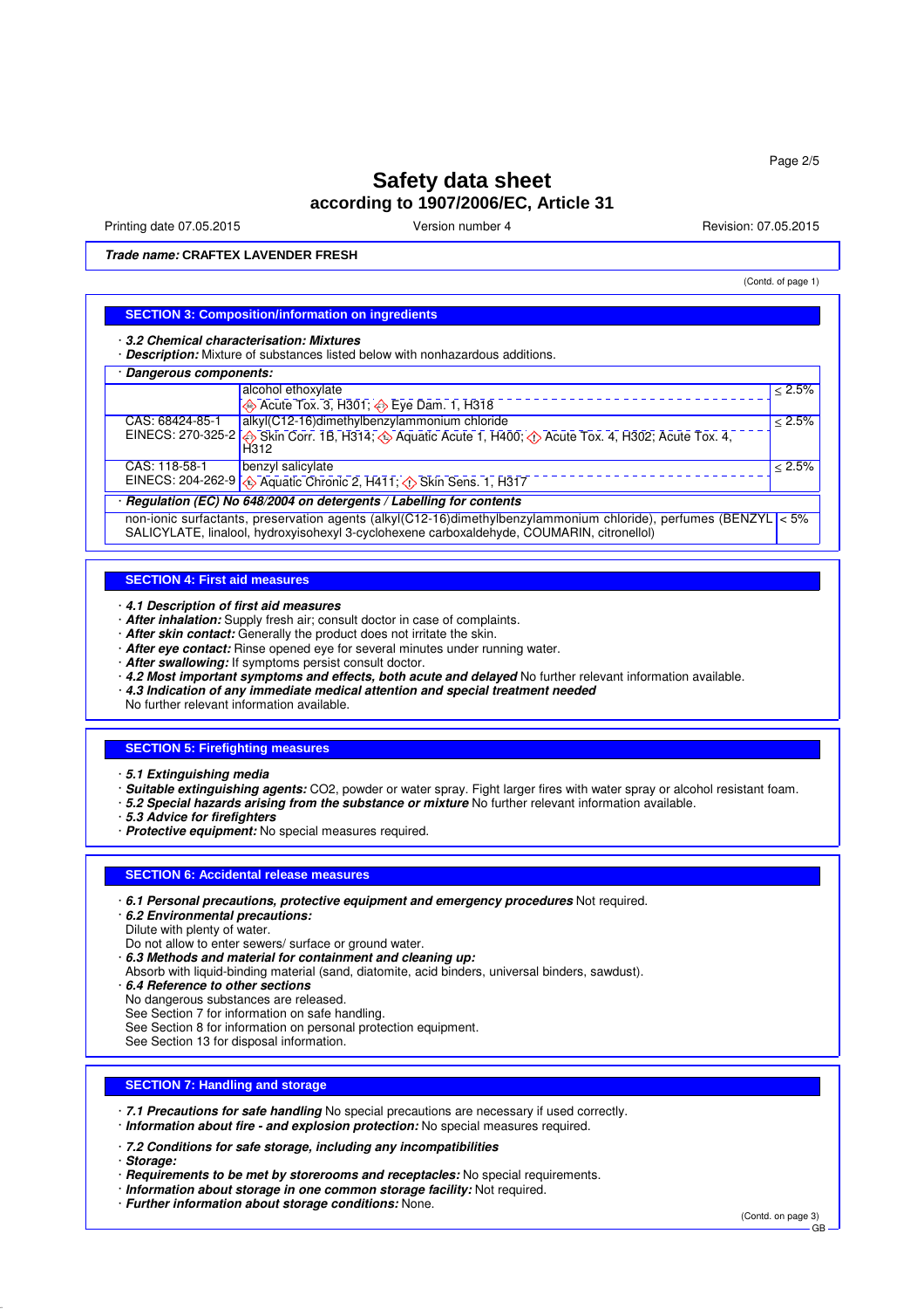# Safety data sheet
## according to 1907/2006/EC, Article 31

Printing date 07.05.2015 | Version number 4 | Revision: 07.05.2015

**Trade name: CRAFTEX LAVENDER FRESH**

(Contd. of page 1)

### SECTION 3: Composition/information on ingredients

· ***3.2 Chemical characterisation: Mixtures***
· ***Description:*** Mixture of substances listed below with nonhazardous additions.

· ***Dangerous components:***

| | | |
|---|---|---|
| | alcohol ethoxylate<br>Acute Tox. 3, H301; Eye Dam. 1, H318 | ≤ 2.5% |
| CAS: 68424-85-1<br>EINECS: 270-325-2 | alkyl(C12-16)dimethylbenzylammonium chloride<br>Skin Corr. 1B, H314; Aquatic Acute 1, H400; Acute Tox. 4, H302; Acute Tox. 4, H312 | ≤ 2.5% |
| CAS: 118-58-1<br>EINECS: 204-262-9 | benzyl salicylate<br>Aquatic Chronic 2, H411; Skin Sens. 1, H317 | ≤ 2.5% |

· ***Regulation (EC) No 648/2004 on detergents / Labelling for contents***

| | |
|---|---|
| non-ionic surfactants, preservation agents (alkyl(C12-16)dimethylbenzylammonium chloride), perfumes (BENZYL SALICYLATE, linalool, hydroxyisohexyl 3-cyclohexene carboxaldehyde, COUMARIN, citronellol) | < 5% |

### SECTION 4: First aid measures

· ***4.1 Description of first aid measures***
· ***After inhalation:*** Supply fresh air; consult doctor in case of complaints.
· ***After skin contact:*** Generally the product does not irritate the skin.
· ***After eye contact:*** Rinse opened eye for several minutes under running water.
· ***After swallowing:*** If symptoms persist consult doctor.
· ***4.2 Most important symptoms and effects, both acute and delayed*** No further relevant information available.
· ***4.3 Indication of any immediate medical attention and special treatment needed***
No further relevant information available.

### SECTION 5: Firefighting measures

· ***5.1 Extinguishing media***
· ***Suitable extinguishing agents:*** $CO_2$, powder or water spray. Fight larger fires with water spray or alcohol resistant foam.
· ***5.2 Special hazards arising from the substance or mixture*** No further relevant information available.
· ***5.3 Advice for firefighters***
· ***Protective equipment:*** No special measures required.

### SECTION 6: Accidental release measures

· ***6.1 Personal precautions, protective equipment and emergency procedures*** Not required.
· ***6.2 Environmental precautions:***
Dilute with plenty of water.
Do not allow to enter sewers/ surface or ground water.
· ***6.3 Methods and material for containment and cleaning up:***
Absorb with liquid-binding material (sand, diatomite, acid binders, universal binders, sawdust).
· ***6.4 Reference to other sections***
No dangerous substances are released.
See Section 7 for information on safe handling.
See Section 8 for information on personal protection equipment.
See Section 13 for disposal information.

### SECTION 7: Handling and storage

· ***7.1 Precautions for safe handling*** No special precautions are necessary if used correctly.
· ***Information about fire - and explosion protection:*** No special measures required.

· ***7.2 Conditions for safe storage, including any incompatibilities***
· ***Storage:***
· ***Requirements to be met by storerooms and receptacles:*** No special requirements.
· ***Information about storage in one common storage facility:*** Not required.
· ***Further information about storage conditions:*** None.

(Contd. on page 3)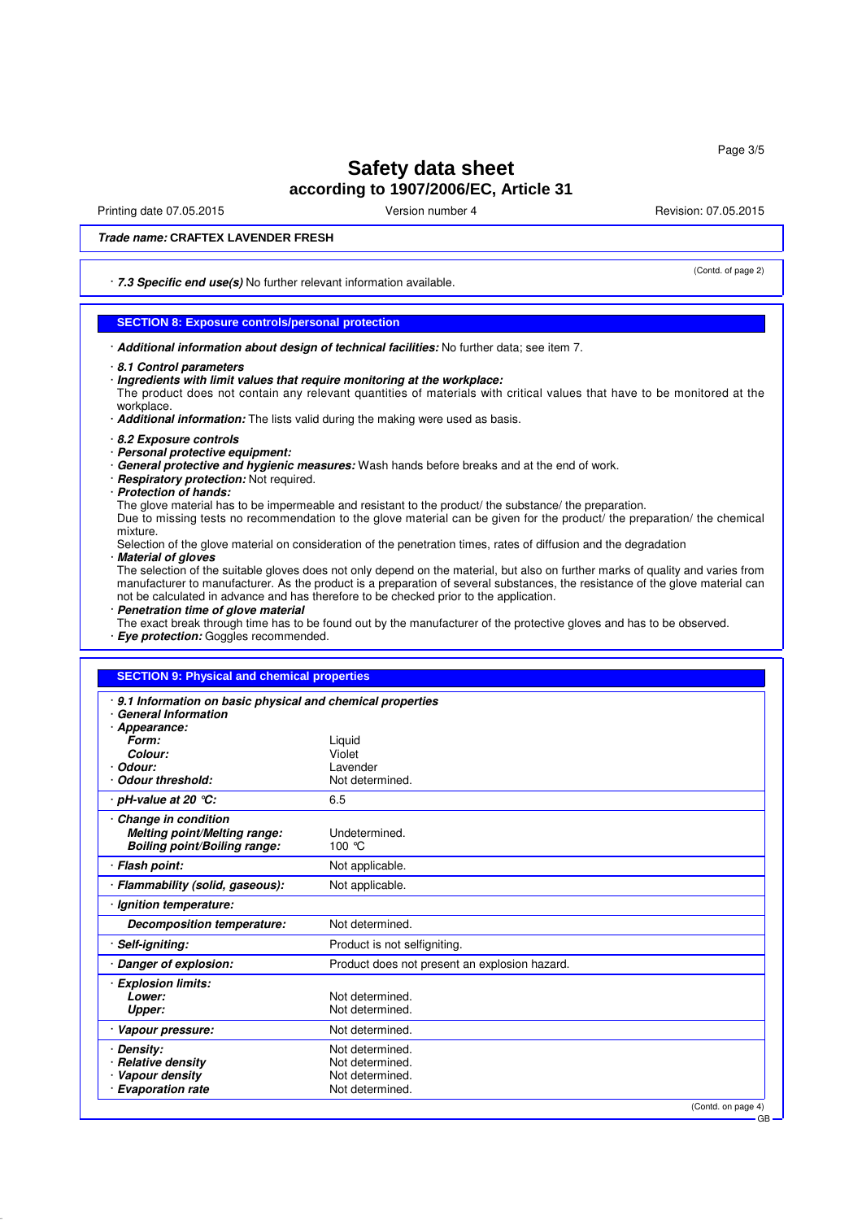# Safety data sheet

**according to 1907/2006/EC, Article 31**

Printing date 07.05.2015 Version number 4 Revision: 07.05.2015

***Trade name:* CRAFTEX LAVENDER FRESH**

(Contd. of page 2)

· ***7.3 Specific end use(s)*** No further relevant information available.

## SECTION 8: Exposure controls/personal protection

· ***Additional information about design of technical facilities:*** No further data; see item 7.

· ***8.1 Control parameters***
· ***Ingredients with limit values that require monitoring at the workplace:***
The product does not contain any relevant quantities of materials with critical values that have to be monitored at the workplace.
· ***Additional information:*** The lists valid during the making were used as basis.

· ***8.2 Exposure controls***
· ***Personal protective equipment:***
· ***General protective and hygienic measures:*** Wash hands before breaks and at the end of work.
· ***Respiratory protection:*** Not required.
· ***Protection of hands:***
The glove material has to be impermeable and resistant to the product/ the substance/ the preparation.
Due to missing tests no recommendation to the glove material can be given for the product/ the preparation/ the chemical mixture.
Selection of the glove material on consideration of the penetration times, rates of diffusion and the degradation
· ***Material of gloves***
The selection of the suitable gloves does not only depend on the material, but also on further marks of quality and varies from manufacturer to manufacturer. As the product is a preparation of several substances, the resistance of the glove material can not be calculated in advance and has therefore to be checked prior to the application.
· ***Penetration time of glove material***
The exact break through time has to be found out by the manufacturer of the protective gloves and has to be observed.
· ***Eye protection:*** Goggles recommended.

## SECTION 9: Physical and chemical properties

| | |
|---|---|
| · ***9.1 Information on basic physical and chemical properties*** | |
| · ***General Information*** | |
| · ***Appearance:*** | |
| ***Form:*** | Liquid |
| ***Colour:*** | Violet |
| · ***Odour:*** | Lavender |
| · ***Odour threshold:*** | Not determined. |
| · ***pH-value at 20 °C:*** | 6.5 |
| · ***Change in condition*** | |
| ***Melting point/Melting range:*** | Undetermined. |
| ***Boiling point/Boiling range:*** | 100 °C |
| · ***Flash point:*** | Not applicable. |
| · ***Flammability (solid, gaseous):*** | Not applicable. |
| · ***Ignition temperature:*** | |
| ***Decomposition temperature:*** | Not determined. |
| · ***Self-igniting:*** | Product is not selfigniting. |
| · ***Danger of explosion:*** | Product does not present an explosion hazard. |
| · ***Explosion limits:*** | |
| ***Lower:*** | Not determined. |
| ***Upper:*** | Not determined. |
| · ***Vapour pressure:*** | Not determined. |
| · ***Density:*** | Not determined. |
| · ***Relative density*** | Not determined. |
| · ***Vapour density*** | Not determined. |
| · ***Evaporation rate*** | Not determined. |

(Contd. on page 4)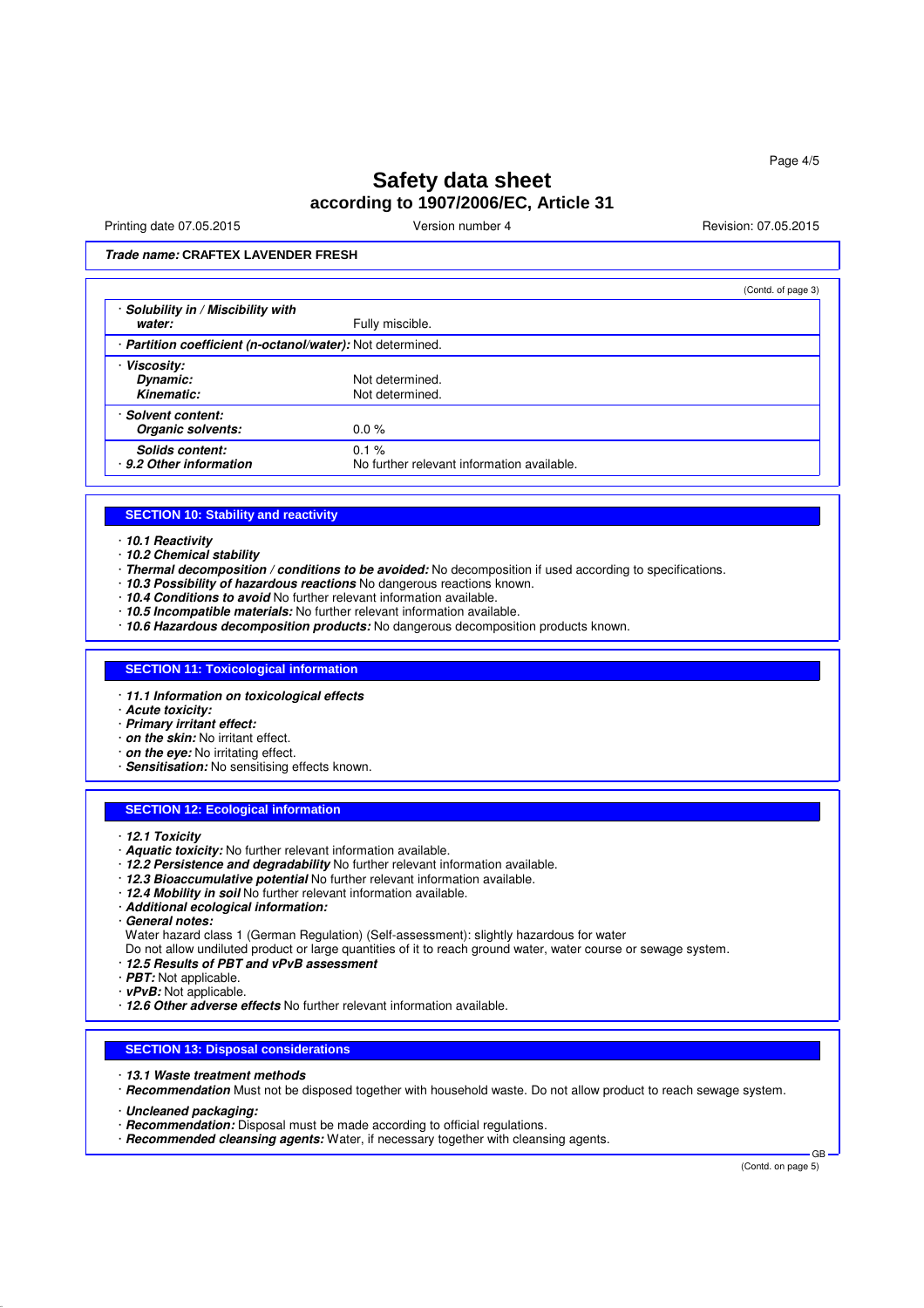Trade name: **CRAFTEX LAVENDER FRESH**

(Contd. of page 3)

| | |
|---|---|
| · ***Solubility in / Miscibility with water:*** | Fully miscible. |
| · ***Partition coefficient (n-octanol/water):*** | Not determined. |
| · ***Viscosity:*** | |
| ***Dynamic:*** | Not determined. |
| ***Kinematic:*** | Not determined. |
| · ***Solvent content:*** | |
| ***Organic solvents:*** | 0.0 % |
| ***Solids content:*** | 0.1 % |
| · ***9.2 Other information*** | No further relevant information available. |

## SECTION 10: Stability and reactivity

· ***10.1 Reactivity***
· ***10.2 Chemical stability***
· ***Thermal decomposition / conditions to be avoided:*** No decomposition if used according to specifications.
· ***10.3 Possibility of hazardous reactions*** No dangerous reactions known.
· ***10.4 Conditions to avoid*** No further relevant information available.
· ***10.5 Incompatible materials:*** No further relevant information available.
· ***10.6 Hazardous decomposition products:*** No dangerous decomposition products known.

## SECTION 11: Toxicological information

· ***11.1 Information on toxicological effects***
· ***Acute toxicity:***
· ***Primary irritant effect:***
· ***on the skin:*** No irritant effect.
· ***on the eye:*** No irritating effect.
· ***Sensitisation:*** No sensitising effects known.

## SECTION 12: Ecological information

· ***12.1 Toxicity***
· ***Aquatic toxicity:*** No further relevant information available.
· ***12.2 Persistence and degradability*** No further relevant information available.
· ***12.3 Bioaccumulative potential*** No further relevant information available.
· ***12.4 Mobility in soil*** No further relevant information available.
· ***Additional ecological information:***
· ***General notes:***
Water hazard class 1 (German Regulation) (Self-assessment): slightly hazardous for water
Do not allow undiluted product or large quantities of it to reach ground water, water course or sewage system.
· ***12.5 Results of PBT and vPvB assessment***
· ***PBT:*** Not applicable.
· ***vPvB:*** Not applicable.
· ***12.6 Other adverse effects*** No further relevant information available.

## SECTION 13: Disposal considerations

· ***13.1 Waste treatment methods***
· ***Recommendation*** Must not be disposed together with household waste. Do not allow product to reach sewage system.

· ***Uncleaned packaging:***
· ***Recommendation:*** Disposal must be made according to official regulations.
· ***Recommended cleansing agents:*** Water, if necessary together with cleansing agents.

(Contd. on page 5)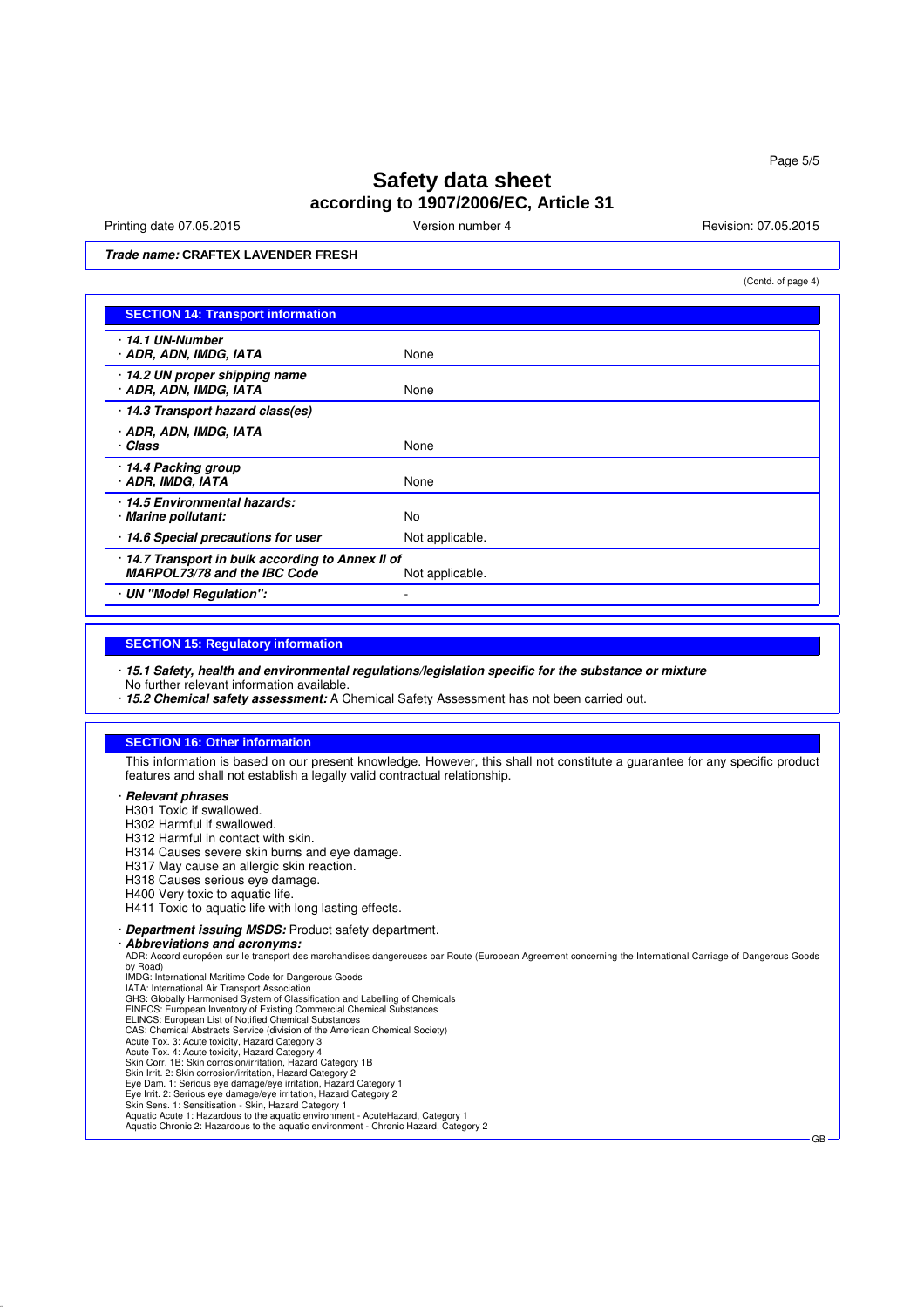# Safety data sheet
## according to 1907/2006/EC, Article 31

Printing date 07.05.2015 | Version number 4 | Revision: 07.05.2015

***Trade name:* CRAFTEX LAVENDER FRESH**

(Contd. of page 4)

## SECTION 14: Transport information

| | |
|---|---|
| · ***14.1 UN-Number*** <br> · ***ADR, ADN, IMDG, IATA*** | None |
| · ***14.2 UN proper shipping name*** <br> · ***ADR, ADN, IMDG, IATA*** | None |
| · ***14.3 Transport hazard class(es)*** | |
| · ***ADR, ADN, IMDG, IATA*** <br> · ***Class*** | None |
| · ***14.4 Packing group*** <br> · ***ADR, IMDG, IATA*** | None |
| · ***14.5 Environmental hazards:*** <br> · ***Marine pollutant:*** | No |
| · ***14.6 Special precautions for user*** | Not applicable. |
| · ***14.7 Transport in bulk according to Annex II of MARPOL73/78 and the IBC Code*** | Not applicable. |
| · ***UN "Model Regulation":*** | - |

## SECTION 15: Regulatory information

· ***15.1 Safety, health and environmental regulations/legislation specific for the substance or mixture***
No further relevant information available.
· ***15.2 Chemical safety assessment:*** A Chemical Safety Assessment has not been carried out.

## SECTION 16: Other information

This information is based on our present knowledge. However, this shall not constitute a guarantee for any specific product features and shall not establish a legally valid contractual relationship.

· ***Relevant phrases***
H301 Toxic if swallowed.
H302 Harmful if swallowed.
H312 Harmful in contact with skin.
H314 Causes severe skin burns and eye damage.
H317 May cause an allergic skin reaction.
H318 Causes serious eye damage.
H400 Very toxic to aquatic life.
H411 Toxic to aquatic life with long lasting effects.

· ***Department issuing MSDS:*** Product safety department.
· ***Abbreviations and acronyms:***
ADR: Accord européen sur le transport des marchandises dangereuses par Route (European Agreement concerning the International Carriage of Dangerous Goods by Road)
IMDG: International Maritime Code for Dangerous Goods
IATA: International Air Transport Association
GHS: Globally Harmonised System of Classification and Labelling of Chemicals
EINECS: European Inventory of Existing Commercial Chemical Substances
ELINCS: European List of Notified Chemical Substances
CAS: Chemical Abstracts Service (division of the American Chemical Society)
Acute Tox. 3: Acute toxicity, Hazard Category 3
Acute Tox. 4: Acute toxicity, Hazard Category 4
Skin Corr. 1B: Skin corrosion/irritation, Hazard Category 1B
Skin Irrit. 2: Skin corrosion/irritation, Hazard Category 2
Eye Dam. 1: Serious eye damage/eye irritation, Hazard Category 1
Eye Irrit. 2: Serious eye damage/eye irritation, Hazard Category 2
Skin Sens. 1: Sensitisation - Skin, Hazard Category 1
Aquatic Acute 1: Hazardous to the aquatic environment - AcuteHazard, Category 1
Aquatic Chronic 2: Hazardous to the aquatic environment - Chronic Hazard, Category 2